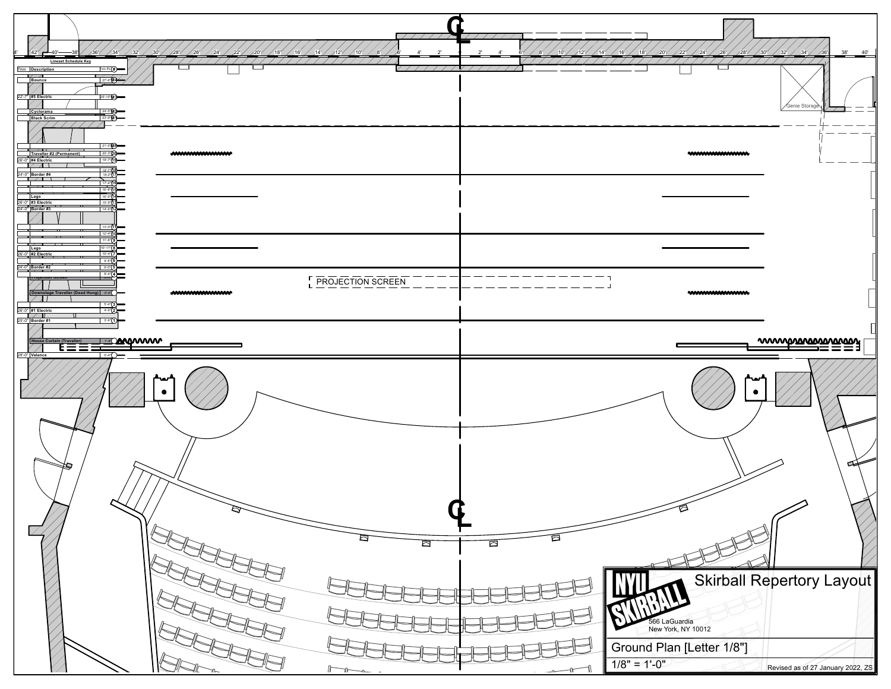# Skirball Repertory Layout

566 LaGuardia
New York, NY 10012

Ground Plan [Letter 1/8"]

1/8" = 1'-0"

Revised as of 27 January 2022, ZS

**Lineset Schedule Key**

| Trim | Description | Distance | # |
|---|---|---|---|
|  | Bounce | 27'-6" | M4 |
| 22'-7" | #5 Electric | 25'-10" | M3 |
|  | Cyclorama | 24'-6" | M2 |
|  | Black Scrim | 23'-9" | M1 |
|  |  | 21'-2" | 21 |
|  | Traveller #2 (Permanent) | 20'-7" | 20 |
| 26'-0" | #4 Electric | 19'-7" | 19 |
|  |  | 18'-7" | 18 |
| 24'-0" | Border #4 | 18'-2" | 17 |
|  |  | 17'-4" | 16 |
|  |  | 16'-8" | 15 |
|  | Legs | 16'-2" | 14 |
| 26'-0" | #3 Electric | 15'-1" | 13 |
| 24'-0" | Border #3 | 14'-5" | 12 |
|  |  | 13'-0" | 11 |
|  |  | 12'-4" | 10 |
|  |  | 11'-4" | 9 |
|  | Legs | 10'-11" | 8 |
| 26'-0" | #2 Electric | 10'-4" | 7 |
|  |  | 9'-8" | 6 |
| 24'-0" | Border #2 | 9'-0" | 5 |
|  | Projection Screen | 8'-4" | 4 |
|  | Downstage Traveller (Dead Hung) | 6'-6" |  |
|  |  | 5'-4" | 3 |
| 26'-0" | #1 Electric | 4'-9" | 2 |
| 25'-0" | Border #1 | 3'-9" | 1 |
|  | House Curtain (Traveller) | 1'-0" |  |
| 28'-0" | Valance | 0'-4" |  |

PROJECTION SCREEN

Genie Storage

℄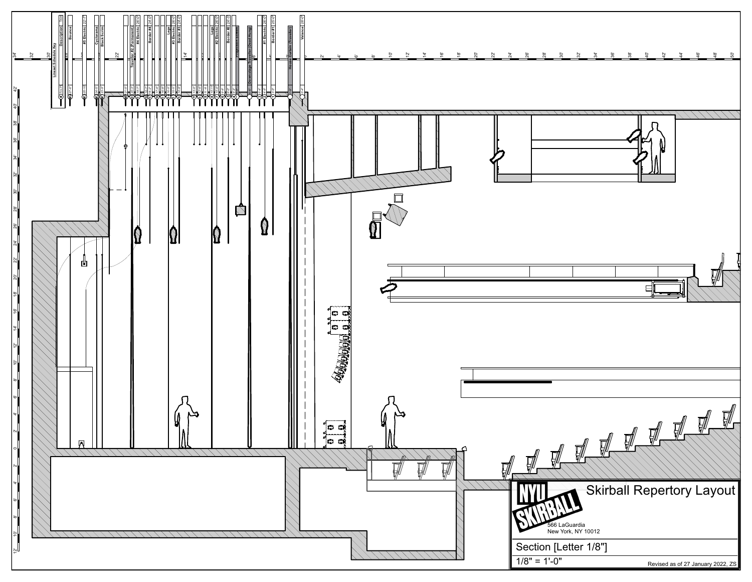# Skirball Repertory Layout

566 LaGuardia
New York, NY 10012

Section [Letter 1/8"]

1/8" = 1'-0"

Revised as of 27 January 2022, ZS

Lineset Schedule Key: # | Description | Trim

- Bounce
- #5 Electric 22'-0"
- Cyclorama
- Black Scrim
- Traveller #3 (Permanent)
- #4 Electric 26'-0"
- Border #4 24'-0"
- Legs
- #3 Electric 26'-0"
- Border #3 24'-0"
- #2 Electric 26'-0"
- Border #2 24'-0"
- Legs
- Projection Screen
- Downstage Traveller (Dead Hung)
- #1 Electric 26'-0"
- Border #1 25'-0"
- House Curtain (Traveller)
- Valance 24'-0"